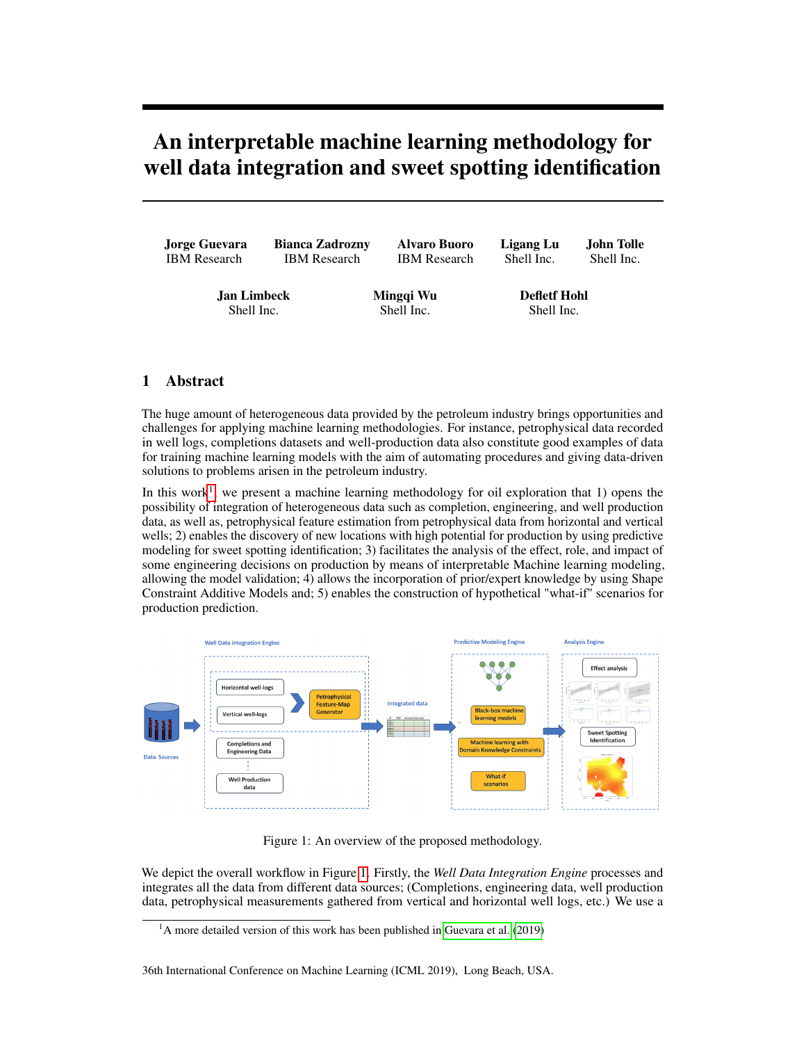# An interpretable machine learning methodology for well data integration and sweet spotting identification

**Jorge Guevara**
IBM Research

**Bianca Zadrozny**
IBM Research

**Alvaro Buoro**
IBM Research

**Ligang Lu**
Shell Inc.

**John Tolle**
Shell Inc.

**Jan Limbeck**
Shell Inc.

**Mingqi Wu**
Shell Inc.

**Defletf Hohl**
Shell Inc.

## 1 Abstract

The huge amount of heterogeneous data provided by the petroleum industry brings opportunities and challenges for applying machine learning methodologies. For instance, petrophysical data recorded in well logs, completions datasets and well-production data also constitute good examples of data for training machine learning models with the aim of automating procedures and giving data-driven solutions to problems arisen in the petroleum industry.

In this work[1], we present a machine learning methodology for oil exploration that 1) opens the possibility of integration of heterogeneous data such as completion, engineering, and well production data, as well as, petrophysical feature estimation from petrophysical data from horizontal and vertical wells; 2) enables the discovery of new locations with high potential for production by using predictive modeling for sweet spotting identification; 3) facilitates the analysis of the effect, role, and impact of some engineering decisions on production by means of interpretable Machine learning modeling, allowing the model validation; 4) allows the incorporation of prior/expert knowledge by using Shape Constraint Additive Models and; 5) enables the construction of hypothetical "what-if" scenarios for production prediction.

Figure 1: An overview of the proposed methodology.

We depict the overall workflow in Figure 1. Firstly, the *Well Data Integration Engine* processes and integrates all the data from different data sources; (Completions, engineering data, well production data, petrophysical measurements gathered from vertical and horizontal well logs, etc.) We use a

[1] A more detailed version of this work has been published in Guevara et al. (2019)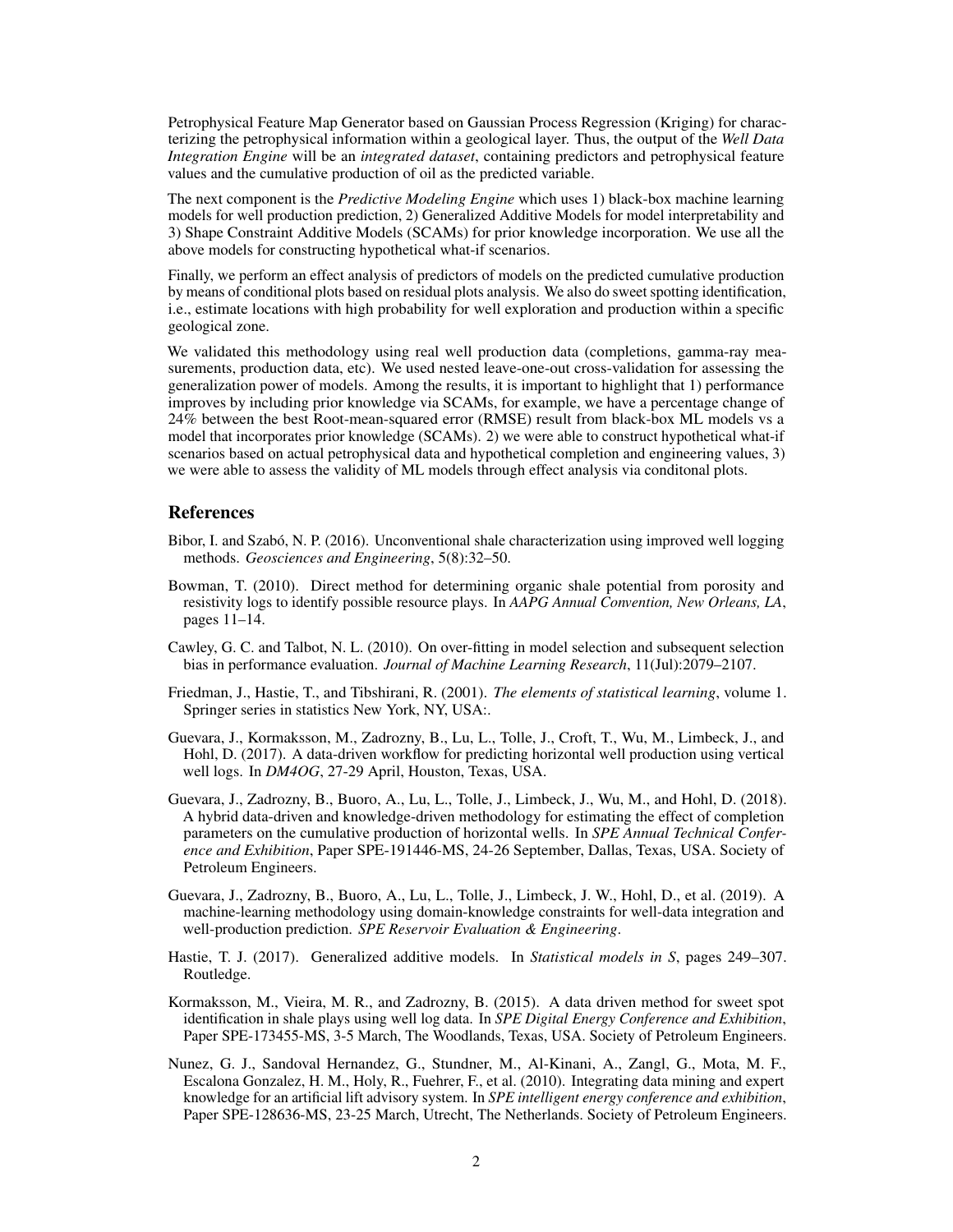Petrophysical Feature Map Generator based on Gaussian Process Regression (Kriging) for characterizing the petrophysical information within a geological layer. Thus, the output of the *Well Data Integration Engine* will be an *integrated dataset*, containing predictors and petrophysical feature values and the cumulative production of oil as the predicted variable.

The next component is the *Predictive Modeling Engine* which uses 1) black-box machine learning models for well production prediction, 2) Generalized Additive Models for model interpretability and 3) Shape Constraint Additive Models (SCAMs) for prior knowledge incorporation. We use all the above models for constructing hypothetical what-if scenarios.

Finally, we perform an effect analysis of predictors of models on the predicted cumulative production by means of conditional plots based on residual plots analysis. We also do sweet spotting identification, i.e., estimate locations with high probability for well exploration and production within a specific geological zone.

We validated this methodology using real well production data (completions, gamma-ray measurements, production data, etc). We used nested leave-one-out cross-validation for assessing the generalization power of models. Among the results, it is important to highlight that 1) performance improves by including prior knowledge via SCAMs, for example, we have a percentage change of 24% between the best Root-mean-squared error (RMSE) result from black-box ML models vs a model that incorporates prior knowledge (SCAMs). 2) we were able to construct hypothetical what-if scenarios based on actual petrophysical data and hypothetical completion and engineering values, 3) we were able to assess the validity of ML models through effect analysis via conditonal plots.

## References

Bibor, I. and Szabó, N. P. (2016). Unconventional shale characterization using improved well logging methods. *Geosciences and Engineering*, 5(8):32–50.

Bowman, T. (2010). Direct method for determining organic shale potential from porosity and resistivity logs to identify possible resource plays. In *AAPG Annual Convention, New Orleans, LA*, pages 11–14.

Cawley, G. C. and Talbot, N. L. (2010). On over-fitting in model selection and subsequent selection bias in performance evaluation. *Journal of Machine Learning Research*, 11(Jul):2079–2107.

Friedman, J., Hastie, T., and Tibshirani, R. (2001). *The elements of statistical learning*, volume 1. Springer series in statistics New York, NY, USA:.

Guevara, J., Kormaksson, M., Zadrozny, B., Lu, L., Tolle, J., Croft, T., Wu, M., Limbeck, J., and Hohl, D. (2017). A data-driven workflow for predicting horizontal well production using vertical well logs. In *DM4OG*, 27-29 April, Houston, Texas, USA.

Guevara, J., Zadrozny, B., Buoro, A., Lu, L., Tolle, J., Limbeck, J., Wu, M., and Hohl, D. (2018). A hybrid data-driven and knowledge-driven methodology for estimating the effect of completion parameters on the cumulative production of horizontal wells. In *SPE Annual Technical Conference and Exhibition*, Paper SPE-191446-MS, 24-26 September, Dallas, Texas, USA. Society of Petroleum Engineers.

Guevara, J., Zadrozny, B., Buoro, A., Lu, L., Tolle, J., Limbeck, J. W., Hohl, D., et al. (2019). A machine-learning methodology using domain-knowledge constraints for well-data integration and well-production prediction. *SPE Reservoir Evaluation & Engineering*.

Hastie, T. J. (2017). Generalized additive models. In *Statistical models in S*, pages 249–307. Routledge.

Kormaksson, M., Vieira, M. R., and Zadrozny, B. (2015). A data driven method for sweet spot identification in shale plays using well log data. In *SPE Digital Energy Conference and Exhibition*, Paper SPE-173455-MS, 3-5 March, The Woodlands, Texas, USA. Society of Petroleum Engineers.

Nunez, G. J., Sandoval Hernandez, G., Stundner, M., Al-Kinani, A., Zangl, G., Mota, M. F., Escalona Gonzalez, H. M., Holy, R., Fuehrer, F., et al. (2010). Integrating data mining and expert knowledge for an artificial lift advisory system. In *SPE intelligent energy conference and exhibition*, Paper SPE-128636-MS, 23-25 March, Utrecht, The Netherlands. Society of Petroleum Engineers.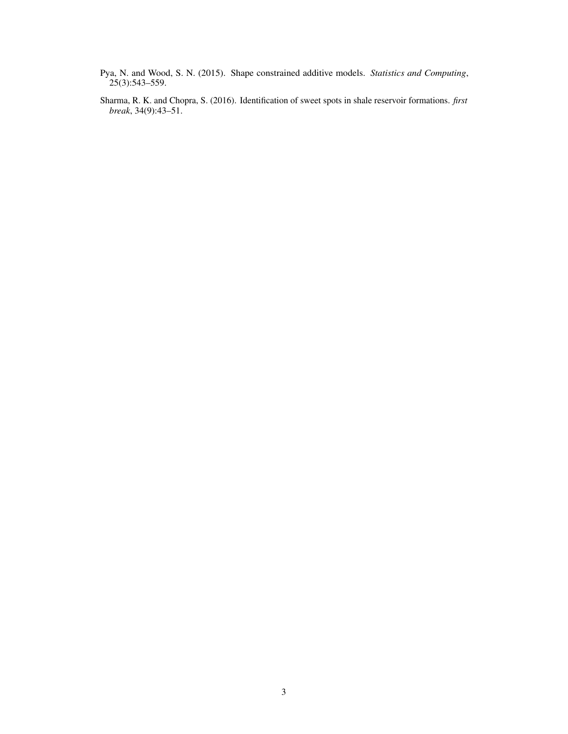Pya, N. and Wood, S. N. (2015). Shape constrained additive models. *Statistics and Computing*, 25(3):543–559.

Sharma, R. K. and Chopra, S. (2016). Identification of sweet spots in shale reservoir formations. *first break*, 34(9):43–51.